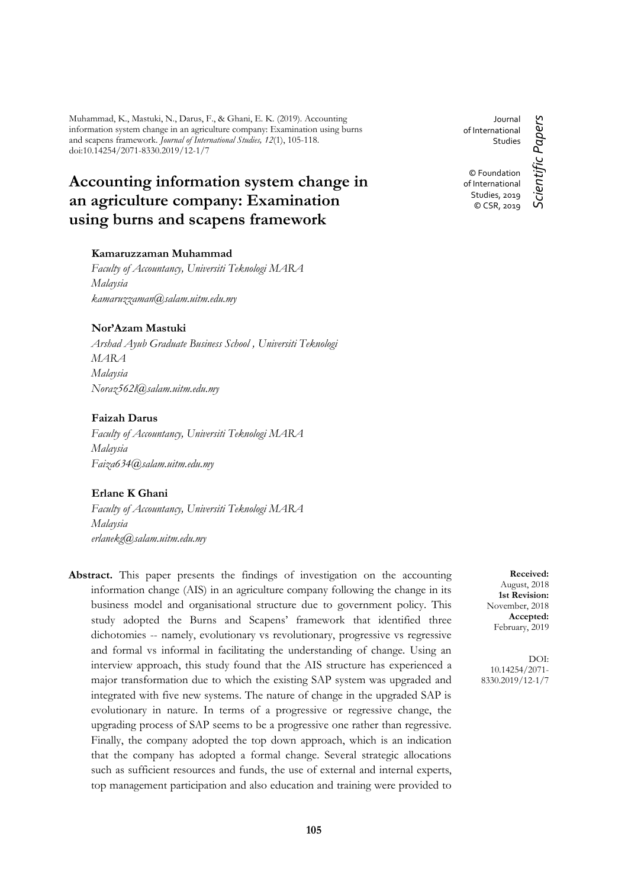Muhammad, K., Mastuki, N., Darus, F., & Ghani, E. K. (2019). Accounting information system change in an agriculture company: Examination using burns and scapens framework. *Journal of International Studies, 12*(1), 105-118. doi:10.14254/2071-8330.2019/12-1/7

Journal of International Studies

© Foundation of International Studies, 2019
© CSR, 2019

*Scientific Papers*

# Accounting information system change in an agriculture company: Examination using burns and scapens framework

**Kamaruzzaman Muhammad**
*Faculty of Accountancy, Universiti Teknologi MARA*
*Malaysia*
*kamaruzzaman@salam.uitm.edu.my*

**Nor'Azam Mastuki**
*Arshad Ayub Graduate Business School , Universiti Teknologi MARA*
*Malaysia*
*Noraz562l@salam.uitm.edu.my*

**Faizah Darus**
*Faculty of Accountancy, Universiti Teknologi MARA*
*Malaysia*
*Faiza634@salam.uitm.edu.my*

**Erlane K Ghani**
*Faculty of Accountancy, Universiti Teknologi MARA*
*Malaysia*
*erlanekg@salam.uitm.edu.my*

**Received:** August, 2018
**1st Revision:** November, 2018
**Accepted:** February, 2019

DOI: 10.14254/2071-8330.2019/12-1/7

**Abstract.** This paper presents the findings of investigation on the accounting information change (AIS) in an agriculture company following the change in its business model and organisational structure due to government policy. This study adopted the Burns and Scapens' framework that identified three dichotomies -- namely, evolutionary vs revolutionary, progressive vs regressive and formal vs informal in facilitating the understanding of change. Using an interview approach, this study found that the AIS structure has experienced a major transformation due to which the existing SAP system was upgraded and integrated with five new systems. The nature of change in the upgraded SAP is evolutionary in nature. In terms of a progressive or regressive change, the upgrading process of SAP seems to be a progressive one rather than regressive. Finally, the company adopted the top down approach, which is an indication that the company has adopted a formal change. Several strategic allocations such as sufficient resources and funds, the use of external and internal experts, top management participation and also education and training were provided to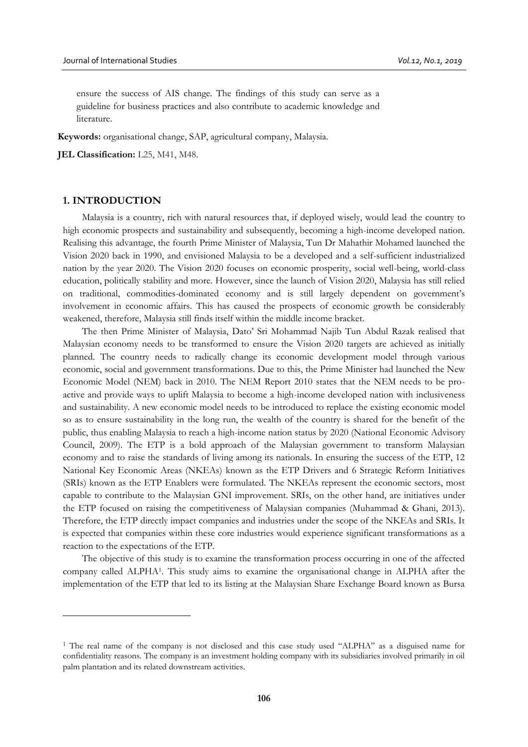ensure the success of AIS change. The findings of this study can serve as a guideline for business practices and also contribute to academic knowledge and literature.

**Keywords:** organisational change, SAP, agricultural company, Malaysia.

**JEL Classification:** L25, M41, M48.

## 1. INTRODUCTION

Malaysia is a country, rich with natural resources that, if deployed wisely, would lead the country to high economic prospects and sustainability and subsequently, becoming a high-income developed nation. Realising this advantage, the fourth Prime Minister of Malaysia, Tun Dr Mahathir Mohamed launched the Vision 2020 back in 1990, and envisioned Malaysia to be a developed and a self-sufficient industrialized nation by the year 2020. The Vision 2020 focuses on economic prosperity, social well-being, world-class education, politically stability and more. However, since the launch of Vision 2020, Malaysia has still relied on traditional, commodities-dominated economy and is still largely dependent on government's involvement in economic affairs. This has caused the prospects of economic growth be considerably weakened, therefore, Malaysia still finds itself within the middle income bracket.

The then Prime Minister of Malaysia, Dato' Sri Mohammad Najib Tun Abdul Razak realised that Malaysian economy needs to be transformed to ensure the Vision 2020 targets are achieved as initially planned. The country needs to radically change its economic development model through various economic, social and government transformations. Due to this, the Prime Minister had launched the New Economic Model (NEM) back in 2010. The NEM Report 2010 states that the NEM needs to be pro-active and provide ways to uplift Malaysia to become a high-income developed nation with inclusiveness and sustainability. A new economic model needs to be introduced to replace the existing economic model so as to ensure sustainability in the long run, the wealth of the country is shared for the benefit of the public, thus enabling Malaysia to reach a high-income nation status by 2020 (National Economic Advisory Council, 2009). The ETP is a bold approach of the Malaysian government to transform Malaysian economy and to raise the standards of living among its nationals. In ensuring the success of the ETP, 12 National Key Economic Areas (NKEAs) known as the ETP Drivers and 6 Strategic Reform Initiatives (SRIs) known as the ETP Enablers were formulated. The NKEAs represent the economic sectors, most capable to contribute to the Malaysian GNI improvement. SRIs, on the other hand, are initiatives under the ETP focused on raising the competitiveness of Malaysian companies (Muhammad & Ghani, 2013). Therefore, the ETP directly impact companies and industries under the scope of the NKEAs and SRIs. It is expected that companies within these core industries would experience significant transformations as a reaction to the expectations of the ETP.

The objective of this study is to examine the transformation process occurring in one of the affected company called ALPHA[1]. This study aims to examine the organisational change in ALPHA after the implementation of the ETP that led to its listing at the Malaysian Share Exchange Board known as Bursa

[1] The real name of the company is not disclosed and this case study used "ALPHA" as a disguised name for confidentiality reasons. The company is an investment holding company with its subsidiaries involved primarily in oil palm plantation and its related downstream activities.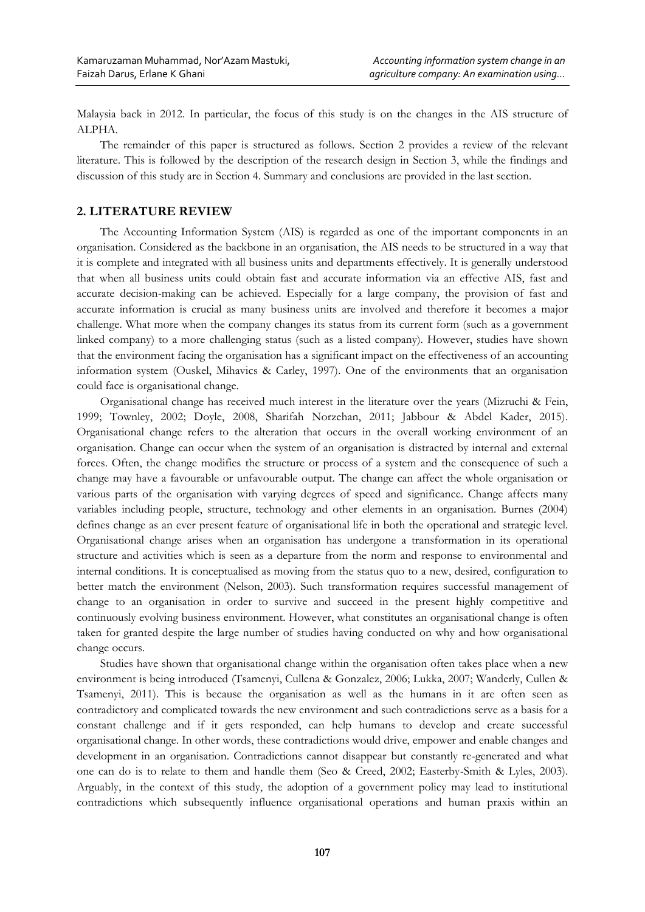Malaysia back in 2012. In particular, the focus of this study is on the changes in the AIS structure of ALPHA.

The remainder of this paper is structured as follows. Section 2 provides a review of the relevant literature. This is followed by the description of the research design in Section 3, while the findings and discussion of this study are in Section 4. Summary and conclusions are provided in the last section.

## 2. LITERATURE REVIEW

The Accounting Information System (AIS) is regarded as one of the important components in an organisation. Considered as the backbone in an organisation, the AIS needs to be structured in a way that it is complete and integrated with all business units and departments effectively. It is generally understood that when all business units could obtain fast and accurate information via an effective AIS, fast and accurate decision-making can be achieved. Especially for a large company, the provision of fast and accurate information is crucial as many business units are involved and therefore it becomes a major challenge. What more when the company changes its status from its current form (such as a government linked company) to a more challenging status (such as a listed company). However, studies have shown that the environment facing the organisation has a significant impact on the effectiveness of an accounting information system (Ouskel, Mihavics & Carley, 1997). One of the environments that an organisation could face is organisational change.

Organisational change has received much interest in the literature over the years (Mizruchi & Fein, 1999; Townley, 2002; Doyle, 2008, Sharifah Norzehan, 2011; Jabbour & Abdel Kader, 2015). Organisational change refers to the alteration that occurs in the overall working environment of an organisation. Change can occur when the system of an organisation is distracted by internal and external forces. Often, the change modifies the structure or process of a system and the consequence of such a change may have a favourable or unfavourable output. The change can affect the whole organisation or various parts of the organisation with varying degrees of speed and significance. Change affects many variables including people, structure, technology and other elements in an organisation. Burnes (2004) defines change as an ever present feature of organisational life in both the operational and strategic level. Organisational change arises when an organisation has undergone a transformation in its operational structure and activities which is seen as a departure from the norm and response to environmental and internal conditions. It is conceptualised as moving from the status quo to a new, desired, configuration to better match the environment (Nelson, 2003). Such transformation requires successful management of change to an organisation in order to survive and succeed in the present highly competitive and continuously evolving business environment. However, what constitutes an organisational change is often taken for granted despite the large number of studies having conducted on why and how organisational change occurs.

Studies have shown that organisational change within the organisation often takes place when a new environment is being introduced (Tsamenyi, Cullena & Gonzalez, 2006; Lukka, 2007; Wanderly, Cullen & Tsamenyi, 2011). This is because the organisation as well as the humans in it are often seen as contradictory and complicated towards the new environment and such contradictions serve as a basis for a constant challenge and if it gets responded, can help humans to develop and create successful organisational change. In other words, these contradictions would drive, empower and enable changes and development in an organisation. Contradictions cannot disappear but constantly re-generated and what one can do is to relate to them and handle them (Seo & Creed, 2002; Easterby-Smith & Lyles, 2003). Arguably, in the context of this study, the adoption of a government policy may lead to institutional contradictions which subsequently influence organisational operations and human praxis within an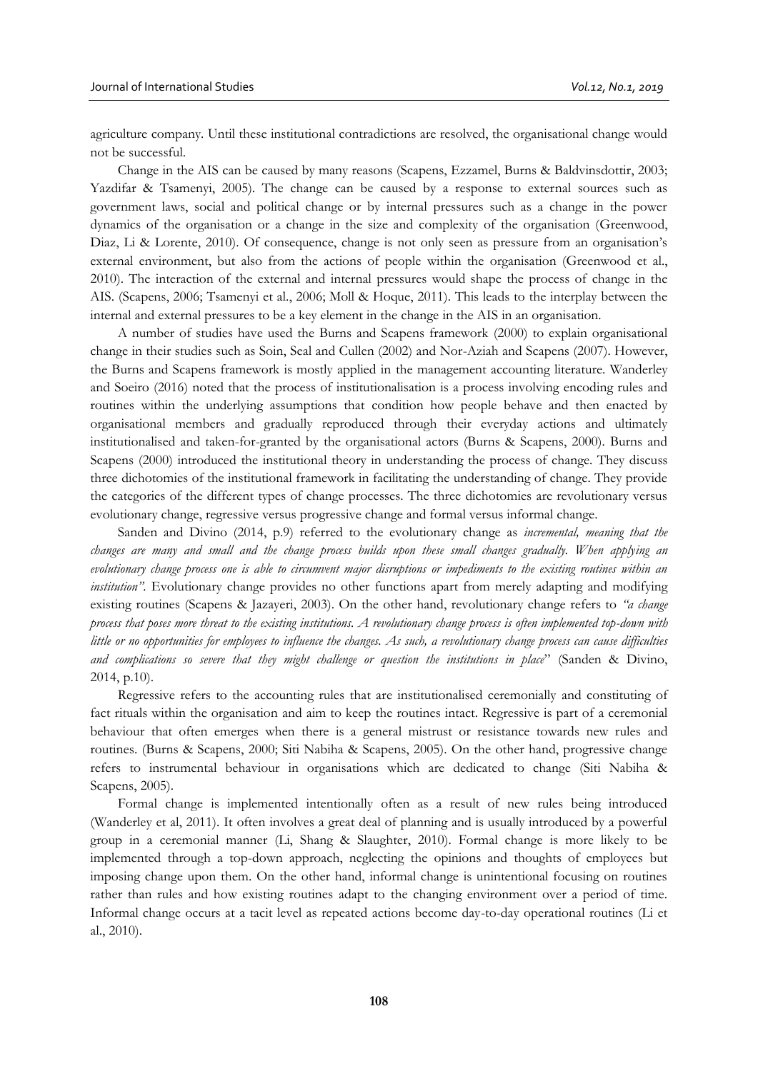agriculture company. Until these institutional contradictions are resolved, the organisational change would not be successful.

Change in the AIS can be caused by many reasons (Scapens, Ezzamel, Burns & Baldvinsdottir, 2003; Yazdifar & Tsamenyi, 2005). The change can be caused by a response to external sources such as government laws, social and political change or by internal pressures such as a change in the power dynamics of the organisation or a change in the size and complexity of the organisation (Greenwood, Diaz, Li & Lorente, 2010). Of consequence, change is not only seen as pressure from an organisation's external environment, but also from the actions of people within the organisation (Greenwood et al., 2010). The interaction of the external and internal pressures would shape the process of change in the AIS. (Scapens, 2006; Tsamenyi et al., 2006; Moll & Hoque, 2011). This leads to the interplay between the internal and external pressures to be a key element in the change in the AIS in an organisation.

A number of studies have used the Burns and Scapens framework (2000) to explain organisational change in their studies such as Soin, Seal and Cullen (2002) and Nor-Aziah and Scapens (2007). However, the Burns and Scapens framework is mostly applied in the management accounting literature. Wanderley and Soeiro (2016) noted that the process of institutionalisation is a process involving encoding rules and routines within the underlying assumptions that condition how people behave and then enacted by organisational members and gradually reproduced through their everyday actions and ultimately institutionalised and taken-for-granted by the organisational actors (Burns & Scapens, 2000). Burns and Scapens (2000) introduced the institutional theory in understanding the process of change. They discuss three dichotomies of the institutional framework in facilitating the understanding of change. They provide the categories of the different types of change processes. The three dichotomies are revolutionary versus evolutionary change, regressive versus progressive change and formal versus informal change.

Sanden and Divino (2014, p.9) referred to the evolutionary change as *incremental, meaning that the changes are many and small and the change process builds upon these small changes gradually. When applying an evolutionary change process one is able to circumvent major disruptions or impediments to the existing routines within an institution"*. Evolutionary change provides no other functions apart from merely adapting and modifying existing routines (Scapens & Jazayeri, 2003). On the other hand, revolutionary change refers to *"a change process that poses more threat to the existing institutions. A revolutionary change process is often implemented top-down with little or no opportunities for employees to influence the changes. As such, a revolutionary change process can cause difficulties and complications so severe that they might challenge or question the institutions in place*" (Sanden & Divino, 2014, p.10).

Regressive refers to the accounting rules that are institutionalised ceremonially and constituting of fact rituals within the organisation and aim to keep the routines intact. Regressive is part of a ceremonial behaviour that often emerges when there is a general mistrust or resistance towards new rules and routines. (Burns & Scapens, 2000; Siti Nabiha & Scapens, 2005). On the other hand, progressive change refers to instrumental behaviour in organisations which are dedicated to change (Siti Nabiha & Scapens, 2005).

Formal change is implemented intentionally often as a result of new rules being introduced (Wanderley et al, 2011). It often involves a great deal of planning and is usually introduced by a powerful group in a ceremonial manner (Li, Shang & Slaughter, 2010). Formal change is more likely to be implemented through a top-down approach, neglecting the opinions and thoughts of employees but imposing change upon them. On the other hand, informal change is unintentional focusing on routines rather than rules and how existing routines adapt to the changing environment over a period of time. Informal change occurs at a tacit level as repeated actions become day-to-day operational routines (Li et al., 2010).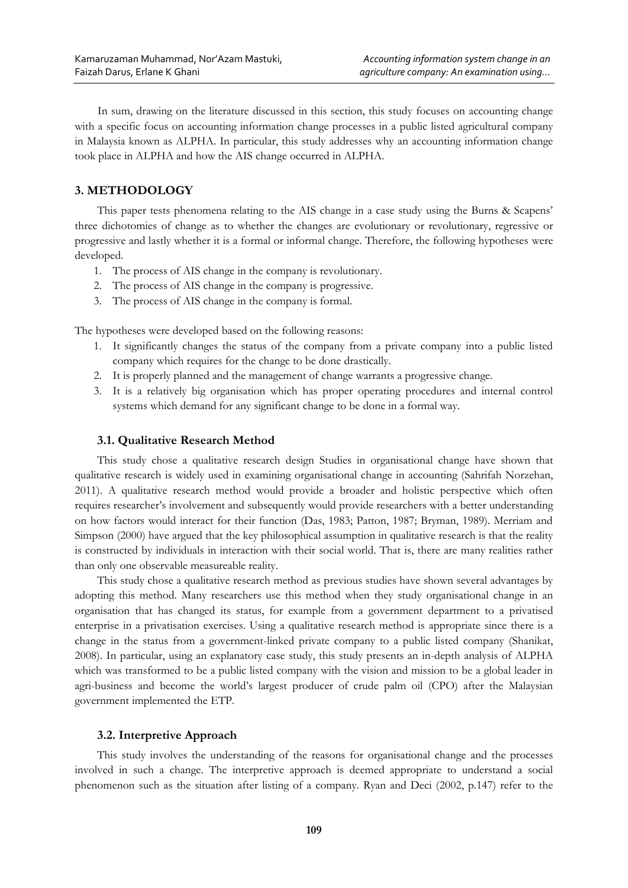In sum, drawing on the literature discussed in this section, this study focuses on accounting change with a specific focus on accounting information change processes in a public listed agricultural company in Malaysia known as ALPHA. In particular, this study addresses why an accounting information change took place in ALPHA and how the AIS change occurred in ALPHA.

## 3. METHODOLOGY

This paper tests phenomena relating to the AIS change in a case study using the Burns & Scapens' three dichotomies of change as to whether the changes are evolutionary or revolutionary, regressive or progressive and lastly whether it is a formal or informal change. Therefore, the following hypotheses were developed.

1. The process of AIS change in the company is revolutionary.
2. The process of AIS change in the company is progressive.
3. The process of AIS change in the company is formal.

The hypotheses were developed based on the following reasons:

1. It significantly changes the status of the company from a private company into a public listed company which requires for the change to be done drastically.
2. It is properly planned and the management of change warrants a progressive change.
3. It is a relatively big organisation which has proper operating procedures and internal control systems which demand for any significant change to be done in a formal way.

### 3.1. Qualitative Research Method

This study chose a qualitative research design Studies in organisational change have shown that qualitative research is widely used in examining organisational change in accounting (Sahrifah Norzehan, 2011). A qualitative research method would provide a broader and holistic perspective which often requires researcher's involvement and subsequently would provide researchers with a better understanding on how factors would interact for their function (Das, 1983; Patton, 1987; Bryman, 1989). Merriam and Simpson (2000) have argued that the key philosophical assumption in qualitative research is that the reality is constructed by individuals in interaction with their social world. That is, there are many realities rather than only one observable measureable reality.

This study chose a qualitative research method as previous studies have shown several advantages by adopting this method. Many researchers use this method when they study organisational change in an organisation that has changed its status, for example from a government department to a privatised enterprise in a privatisation exercises. Using a qualitative research method is appropriate since there is a change in the status from a government-linked private company to a public listed company (Shanikat, 2008). In particular, using an explanatory case study, this study presents an in-depth analysis of ALPHA which was transformed to be a public listed company with the vision and mission to be a global leader in agri-business and become the world's largest producer of crude palm oil (CPO) after the Malaysian government implemented the ETP.

### 3.2. Interpretive Approach

This study involves the understanding of the reasons for organisational change and the processes involved in such a change. The interpretive approach is deemed appropriate to understand a social phenomenon such as the situation after listing of a company. Ryan and Deci (2002, p.147) refer to the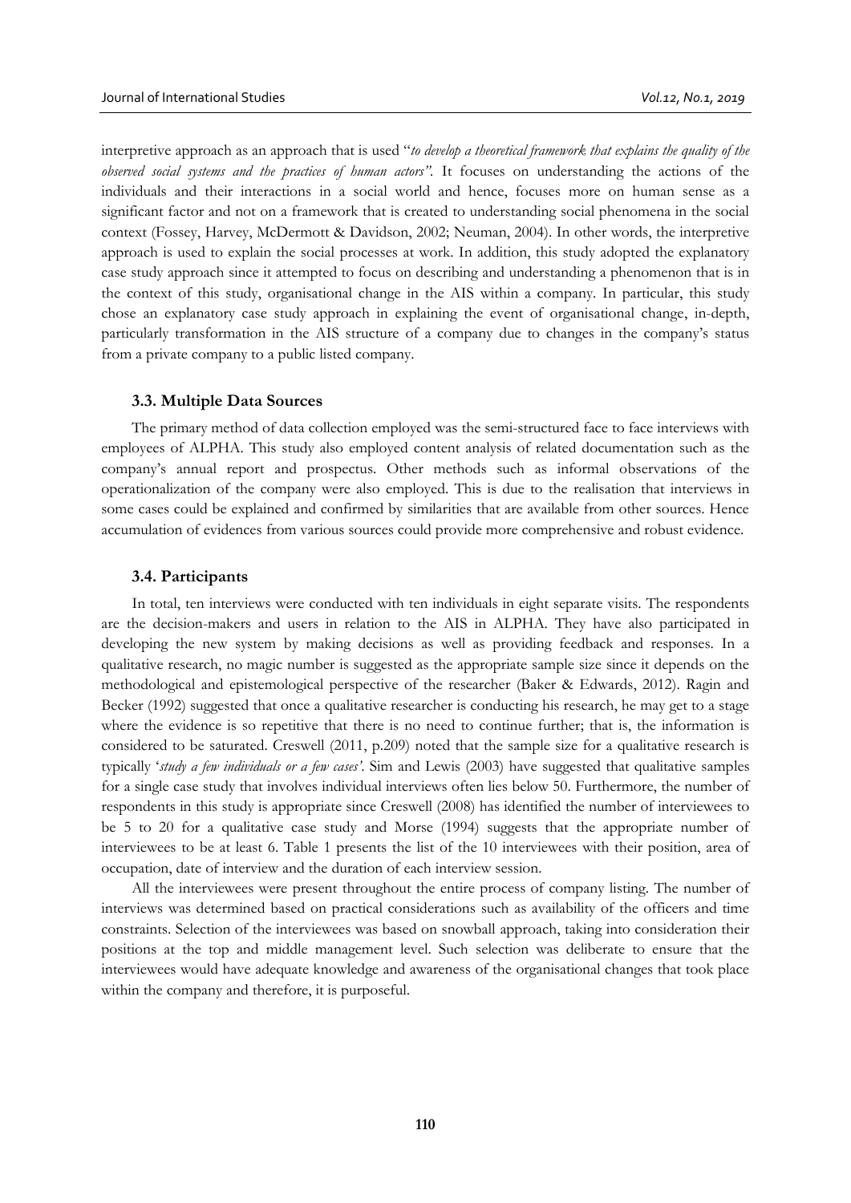interpretive approach as an approach that is used "*to develop a theoretical framework that explains the quality of the observed social systems and the practices of human actors"*. It focuses on understanding the actions of the individuals and their interactions in a social world and hence, focuses more on human sense as a significant factor and not on a framework that is created to understanding social phenomena in the social context (Fossey, Harvey, McDermott & Davidson, 2002; Neuman, 2004). In other words, the interpretive approach is used to explain the social processes at work. In addition, this study adopted the explanatory case study approach since it attempted to focus on describing and understanding a phenomenon that is in the context of this study, organisational change in the AIS within a company. In particular, this study chose an explanatory case study approach in explaining the event of organisational change, in-depth, particularly transformation in the AIS structure of a company due to changes in the company's status from a private company to a public listed company.

### 3.3. Multiple Data Sources

The primary method of data collection employed was the semi-structured face to face interviews with employees of ALPHA. This study also employed content analysis of related documentation such as the company's annual report and prospectus. Other methods such as informal observations of the operationalization of the company were also employed. This is due to the realisation that interviews in some cases could be explained and confirmed by similarities that are available from other sources. Hence accumulation of evidences from various sources could provide more comprehensive and robust evidence.

### 3.4. Participants

In total, ten interviews were conducted with ten individuals in eight separate visits. The respondents are the decision-makers and users in relation to the AIS in ALPHA. They have also participated in developing the new system by making decisions as well as providing feedback and responses. In a qualitative research, no magic number is suggested as the appropriate sample size since it depends on the methodological and epistemological perspective of the researcher (Baker & Edwards, 2012). Ragin and Becker (1992) suggested that once a qualitative researcher is conducting his research, he may get to a stage where the evidence is so repetitive that there is no need to continue further; that is, the information is considered to be saturated. Creswell (2011, p.209) noted that the sample size for a qualitative research is typically '*study a few individuals or a few cases'*. Sim and Lewis (2003) have suggested that qualitative samples for a single case study that involves individual interviews often lies below 50. Furthermore, the number of respondents in this study is appropriate since Creswell (2008) has identified the number of interviewees to be 5 to 20 for a qualitative case study and Morse (1994) suggests that the appropriate number of interviewees to be at least 6. Table 1 presents the list of the 10 interviewees with their position, area of occupation, date of interview and the duration of each interview session.

All the interviewees were present throughout the entire process of company listing. The number of interviews was determined based on practical considerations such as availability of the officers and time constraints. Selection of the interviewees was based on snowball approach, taking into consideration their positions at the top and middle management level. Such selection was deliberate to ensure that the interviewees would have adequate knowledge and awareness of the organisational changes that took place within the company and therefore, it is purposeful.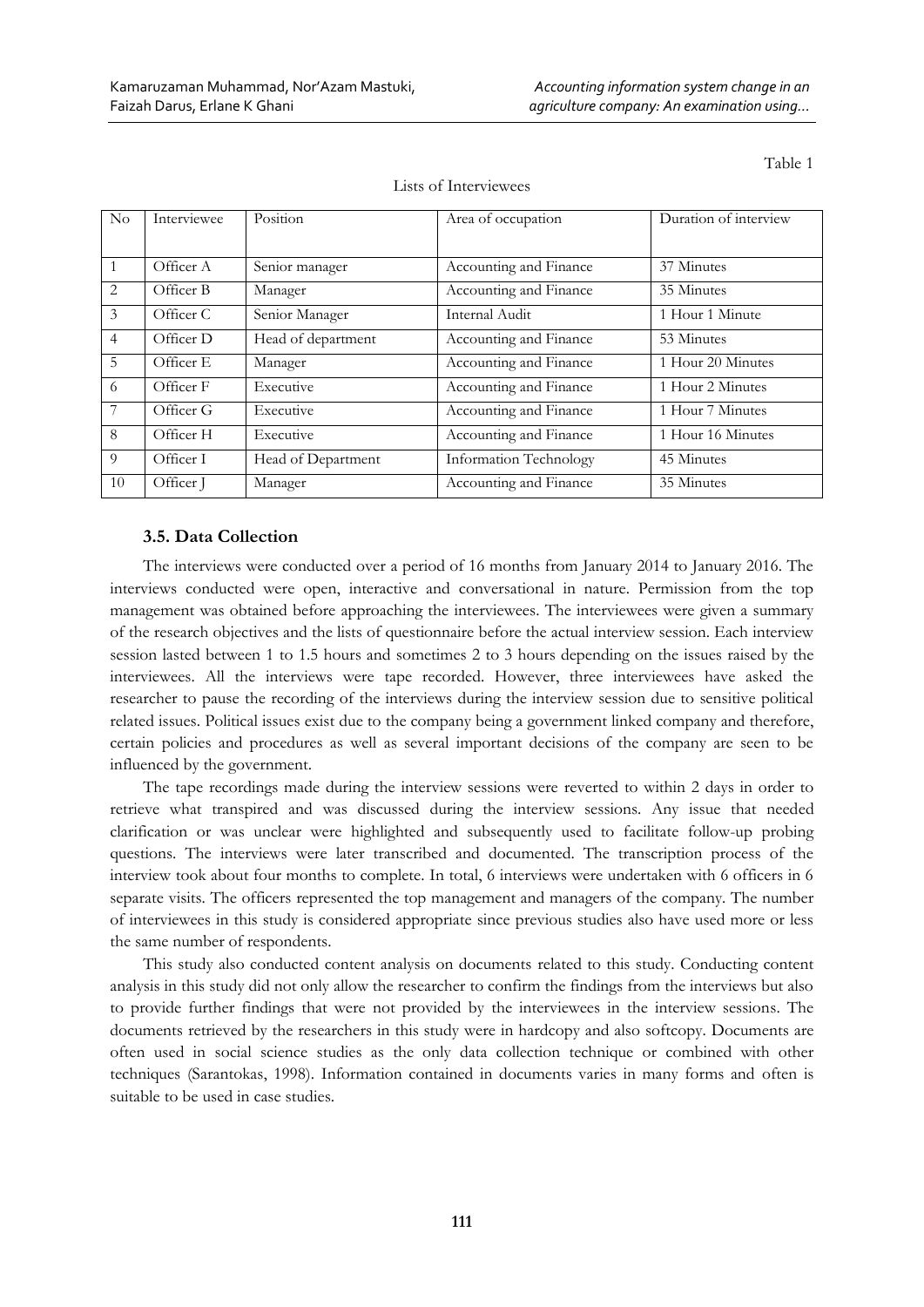Table 1

Lists of Interviewees

| No | Interviewee | Position | Area of occupation | Duration of interview |
|---|---|---|---|---|
| 1 | Officer A | Senior manager | Accounting and Finance | 37 Minutes |
| 2 | Officer B | Manager | Accounting and Finance | 35 Minutes |
| 3 | Officer C | Senior Manager | Internal Audit | 1 Hour 1 Minute |
| 4 | Officer D | Head of department | Accounting and Finance | 53 Minutes |
| 5 | Officer E | Manager | Accounting and Finance | 1 Hour 20 Minutes |
| 6 | Officer F | Executive | Accounting and Finance | 1 Hour 2 Minutes |
| 7 | Officer G | Executive | Accounting and Finance | 1 Hour 7 Minutes |
| 8 | Officer H | Executive | Accounting and Finance | 1 Hour 16 Minutes |
| 9 | Officer I | Head of Department | Information Technology | 45 Minutes |
| 10 | Officer J | Manager | Accounting and Finance | 35 Minutes |

### 3.5. Data Collection

The interviews were conducted over a period of 16 months from January 2014 to January 2016. The interviews conducted were open, interactive and conversational in nature. Permission from the top management was obtained before approaching the interviewees. The interviewees were given a summary of the research objectives and the lists of questionnaire before the actual interview session. Each interview session lasted between 1 to 1.5 hours and sometimes 2 to 3 hours depending on the issues raised by the interviewees. All the interviews were tape recorded. However, three interviewees have asked the researcher to pause the recording of the interviews during the interview session due to sensitive political related issues. Political issues exist due to the company being a government linked company and therefore, certain policies and procedures as well as several important decisions of the company are seen to be influenced by the government.

The tape recordings made during the interview sessions were reverted to within 2 days in order to retrieve what transpired and was discussed during the interview sessions. Any issue that needed clarification or was unclear were highlighted and subsequently used to facilitate follow-up probing questions. The interviews were later transcribed and documented. The transcription process of the interview took about four months to complete. In total, 6 interviews were undertaken with 6 officers in 6 separate visits. The officers represented the top management and managers of the company. The number of interviewees in this study is considered appropriate since previous studies also have used more or less the same number of respondents.

This study also conducted content analysis on documents related to this study. Conducting content analysis in this study did not only allow the researcher to confirm the findings from the interviews but also to provide further findings that were not provided by the interviewees in the interview sessions. The documents retrieved by the researchers in this study were in hardcopy and also softcopy. Documents are often used in social science studies as the only data collection technique or combined with other techniques (Sarantokas, 1998). Information contained in documents varies in many forms and often is suitable to be used in case studies.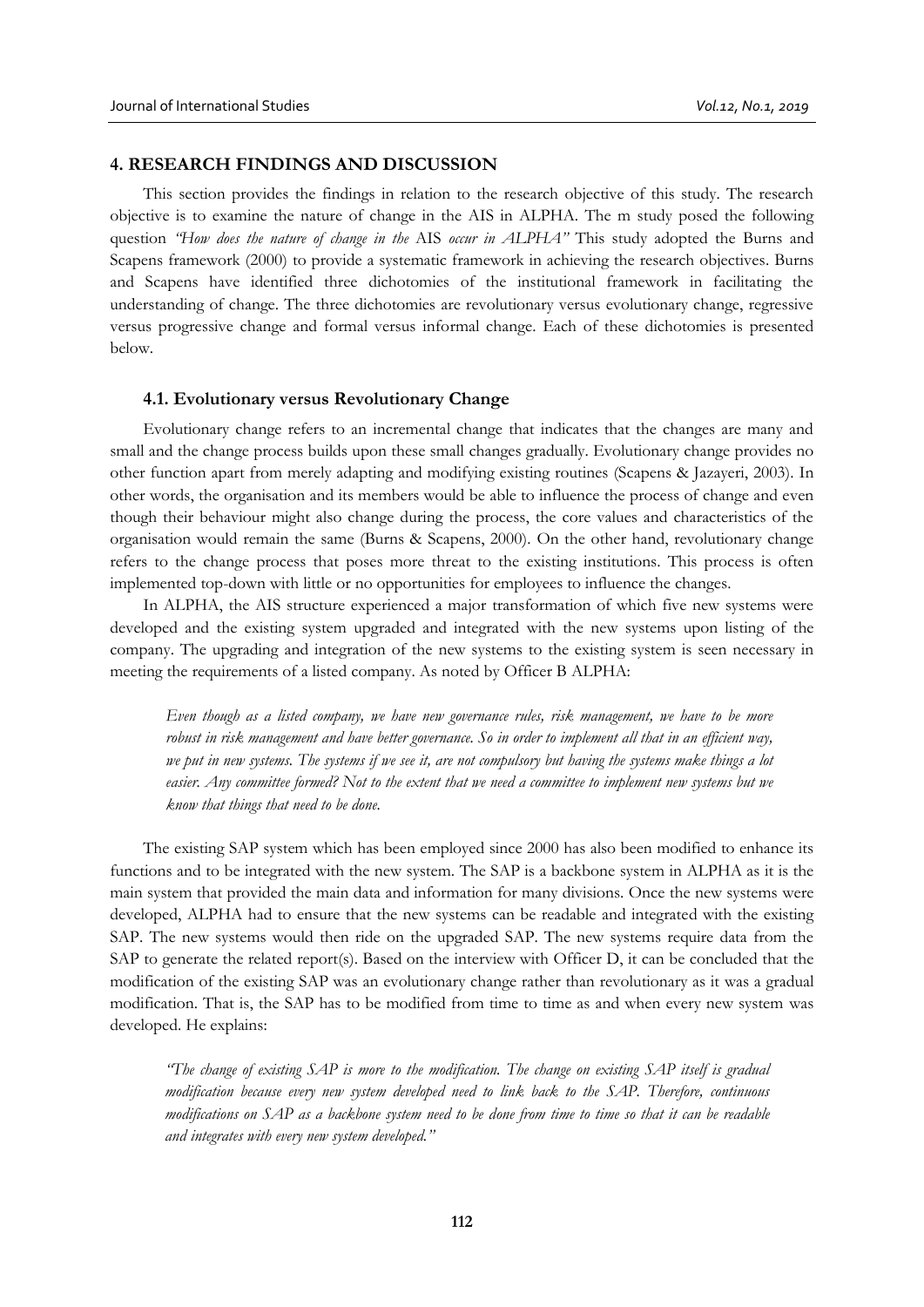## 4. RESEARCH FINDINGS AND DISCUSSION

This section provides the findings in relation to the research objective of this study. The research objective is to examine the nature of change in the AIS in ALPHA. The m study posed the following question *"How does the nature of change in the* AIS *occur in ALPHA"* This study adopted the Burns and Scapens framework (2000) to provide a systematic framework in achieving the research objectives. Burns and Scapens have identified three dichotomies of the institutional framework in facilitating the understanding of change. The three dichotomies are revolutionary versus evolutionary change, regressive versus progressive change and formal versus informal change. Each of these dichotomies is presented below.

### 4.1. Evolutionary versus Revolutionary Change

Evolutionary change refers to an incremental change that indicates that the changes are many and small and the change process builds upon these small changes gradually. Evolutionary change provides no other function apart from merely adapting and modifying existing routines (Scapens & Jazayeri, 2003). In other words, the organisation and its members would be able to influence the process of change and even though their behaviour might also change during the process, the core values and characteristics of the organisation would remain the same (Burns & Scapens, 2000). On the other hand, revolutionary change refers to the change process that poses more threat to the existing institutions. This process is often implemented top-down with little or no opportunities for employees to influence the changes.

In ALPHA, the AIS structure experienced a major transformation of which five new systems were developed and the existing system upgraded and integrated with the new systems upon listing of the company. The upgrading and integration of the new systems to the existing system is seen necessary in meeting the requirements of a listed company. As noted by Officer B ALPHA:

> *Even though as a listed company, we have new governance rules, risk management, we have to be more robust in risk management and have better governance. So in order to implement all that in an efficient way, we put in new systems. The systems if we see it, are not compulsory but having the systems make things a lot easier. Any committee formed? Not to the extent that we need a committee to implement new systems but we know that things that need to be done.*

The existing SAP system which has been employed since 2000 has also been modified to enhance its functions and to be integrated with the new system. The SAP is a backbone system in ALPHA as it is the main system that provided the main data and information for many divisions. Once the new systems were developed, ALPHA had to ensure that the new systems can be readable and integrated with the existing SAP. The new systems would then ride on the upgraded SAP. The new systems require data from the SAP to generate the related report(s). Based on the interview with Officer D, it can be concluded that the modification of the existing SAP was an evolutionary change rather than revolutionary as it was a gradual modification. That is, the SAP has to be modified from time to time as and when every new system was developed. He explains:

> *"The change of existing SAP is more to the modification. The change on existing SAP itself is gradual modification because every new system developed need to link back to the SAP. Therefore, continuous modifications on SAP as a backbone system need to be done from time to time so that it can be readable and integrates with every new system developed."*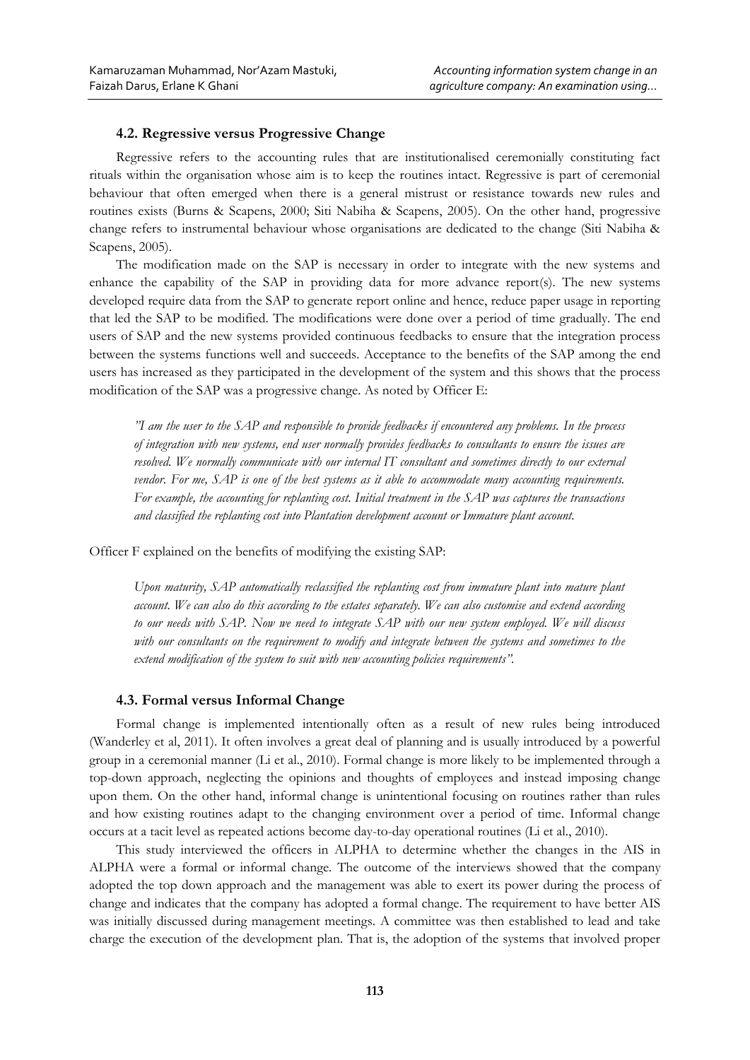### 4.2. Regressive versus Progressive Change

Regressive refers to the accounting rules that are institutionalised ceremonially constituting fact rituals within the organisation whose aim is to keep the routines intact. Regressive is part of ceremonial behaviour that often emerged when there is a general mistrust or resistance towards new rules and routines exists (Burns & Scapens, 2000; Siti Nabiha & Scapens, 2005). On the other hand, progressive change refers to instrumental behaviour whose organisations are dedicated to the change (Siti Nabiha & Scapens, 2005).

The modification made on the SAP is necessary in order to integrate with the new systems and enhance the capability of the SAP in providing data for more advance report(s). The new systems developed require data from the SAP to generate report online and hence, reduce paper usage in reporting that led the SAP to be modified. The modifications were done over a period of time gradually. The end users of SAP and the new systems provided continuous feedbacks to ensure that the integration process between the systems functions well and succeeds. Acceptance to the benefits of the SAP among the end users has increased as they participated in the development of the system and this shows that the process modification of the SAP was a progressive change. As noted by Officer E:

> *"I am the user to the SAP and responsible to provide feedbacks if encountered any problems. In the process of integration with new systems, end user normally provides feedbacks to consultants to ensure the issues are resolved. We normally communicate with our internal IT consultant and sometimes directly to our external vendor. For me, SAP is one of the best systems as it able to accommodate many accounting requirements. For example, the accounting for replanting cost. Initial treatment in the SAP was captures the transactions and classified the replanting cost into Plantation development account or Immature plant account.*

Officer F explained on the benefits of modifying the existing SAP:

> *Upon maturity, SAP automatically reclassified the replanting cost from immature plant into mature plant account. We can also do this according to the estates separately. We can also customise and extend according to our needs with SAP. Now we need to integrate SAP with our new system employed. We will discuss with our consultants on the requirement to modify and integrate between the systems and sometimes to the extend modification of the system to suit with new accounting policies requirements".*

### 4.3. Formal versus Informal Change

Formal change is implemented intentionally often as a result of new rules being introduced (Wanderley et al, 2011). It often involves a great deal of planning and is usually introduced by a powerful group in a ceremonial manner (Li et al., 2010). Formal change is more likely to be implemented through a top-down approach, neglecting the opinions and thoughts of employees and instead imposing change upon them. On the other hand, informal change is unintentional focusing on routines rather than rules and how existing routines adapt to the changing environment over a period of time. Informal change occurs at a tacit level as repeated actions become day-to-day operational routines (Li et al., 2010).

This study interviewed the officers in ALPHA to determine whether the changes in the AIS in ALPHA were a formal or informal change. The outcome of the interviews showed that the company adopted the top down approach and the management was able to exert its power during the process of change and indicates that the company has adopted a formal change. The requirement to have better AIS was initially discussed during management meetings. A committee was then established to lead and take charge the execution of the development plan. That is, the adoption of the systems that involved proper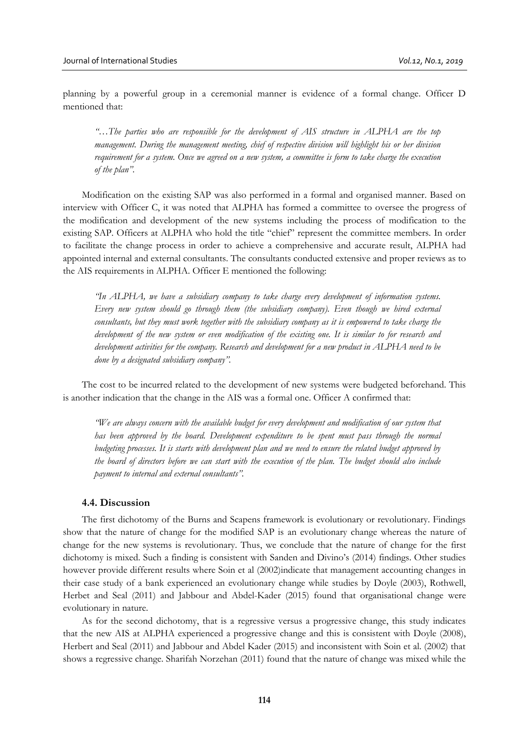planning by a powerful group in a ceremonial manner is evidence of a formal change. Officer D mentioned that:

> *"…The parties who are responsible for the development of AIS structure in ALPHA are the top management. During the management meeting, chief of respective division will highlight his or her division requirement for a system. Once we agreed on a new system, a committee is form to take charge the execution of the plan".*

Modification on the existing SAP was also performed in a formal and organised manner. Based on interview with Officer C, it was noted that ALPHA has formed a committee to oversee the progress of the modification and development of the new systems including the process of modification to the existing SAP. Officers at ALPHA who hold the title "chief" represent the committee members. In order to facilitate the change process in order to achieve a comprehensive and accurate result, ALPHA had appointed internal and external consultants. The consultants conducted extensive and proper reviews as to the AIS requirements in ALPHA. Officer E mentioned the following:

> *"In ALPHA, we have a subsidiary company to take charge every development of information systems. Every new system should go through them (the subsidiary company). Even though we hired external consultants, but they must work together with the subsidiary company as it is empowered to take charge the development of the new system or even modification of the existing one. It is similar to for research and development activities for the company. Research and development for a new product in ALPHA need to be done by a designated subsidiary company".*

The cost to be incurred related to the development of new systems were budgeted beforehand. This is another indication that the change in the AIS was a formal one. Officer A confirmed that:

> *"We are always concern with the available budget for every development and modification of our system that has been approved by the board. Development expenditure to be spent must pass through the normal budgeting processes. It is starts with development plan and we need to ensure the related budget approved by the board of directors before we can start with the execution of the plan. The budget should also include payment to internal and external consultants".*

### 4.4. Discussion

The first dichotomy of the Burns and Scapens framework is evolutionary or revolutionary. Findings show that the nature of change for the modified SAP is an evolutionary change whereas the nature of change for the new systems is revolutionary. Thus, we conclude that the nature of change for the first dichotomy is mixed. Such a finding is consistent with Sanden and Divino's (2014) findings. Other studies however provide different results where Soin et al (2002)indicate that management accounting changes in their case study of a bank experienced an evolutionary change while studies by Doyle (2003), Rothwell, Herbet and Seal (2011) and Jabbour and Abdel-Kader (2015) found that organisational change were evolutionary in nature.

As for the second dichotomy, that is a regressive versus a progressive change, this study indicates that the new AIS at ALPHA experienced a progressive change and this is consistent with Doyle (2008), Herbert and Seal (2011) and Jabbour and Abdel Kader (2015) and inconsistent with Soin et al. (2002) that shows a regressive change. Sharifah Norzehan (2011) found that the nature of change was mixed while the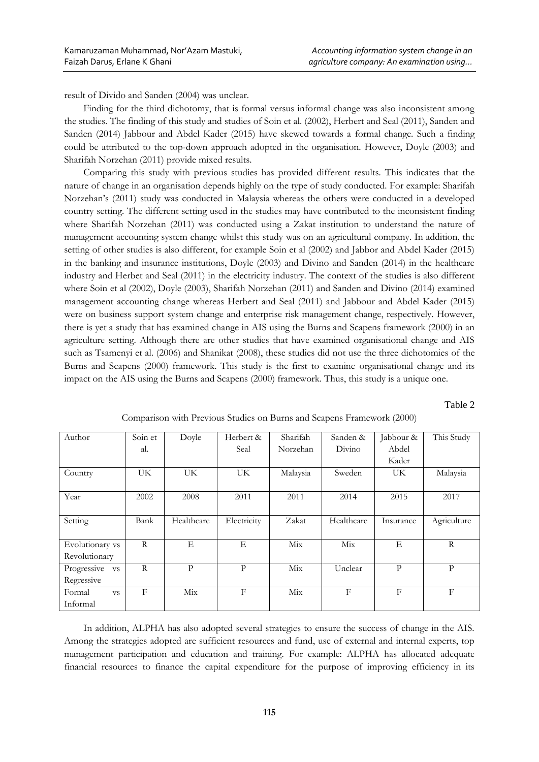result of Divido and Sanden (2004) was unclear.

Finding for the third dichotomy, that is formal versus informal change was also inconsistent among the studies. The finding of this study and studies of Soin et al. (2002), Herbert and Seal (2011), Sanden and Sanden (2014) Jabbour and Abdel Kader (2015) have skewed towards a formal change. Such a finding could be attributed to the top-down approach adopted in the organisation. However, Doyle (2003) and Sharifah Norzehan (2011) provide mixed results.

Comparing this study with previous studies has provided different results. This indicates that the nature of change in an organisation depends highly on the type of study conducted. For example: Sharifah Norzehan's (2011) study was conducted in Malaysia whereas the others were conducted in a developed country setting. The different setting used in the studies may have contributed to the inconsistent finding where Sharifah Norzehan (2011) was conducted using a Zakat institution to understand the nature of management accounting system change whilst this study was on an agricultural company. In addition, the setting of other studies is also different, for example Soin et al (2002) and Jabbor and Abdel Kader (2015) in the banking and insurance institutions, Doyle (2003) and Divino and Sanden (2014) in the healthcare industry and Herbet and Seal (2011) in the electricity industry. The context of the studies is also different where Soin et al (2002), Doyle (2003), Sharifah Norzehan (2011) and Sanden and Divino (2014) examined management accounting change whereas Herbert and Seal (2011) and Jabbour and Abdel Kader (2015) were on business support system change and enterprise risk management change, respectively. However, there is yet a study that has examined change in AIS using the Burns and Scapens framework (2000) in an agriculture setting. Although there are other studies that have examined organisational change and AIS such as Tsamenyi et al. (2006) and Shanikat (2008), these studies did not use the three dichotomies of the Burns and Scapens (2000) framework. This study is the first to examine organisational change and its impact on the AIS using the Burns and Scapens (2000) framework. Thus, this study is a unique one.

Table 2

Comparison with Previous Studies on Burns and Scapens Framework (2000)

| Author | Soin et al. | Doyle | Herbert & Seal | Sharifah Norzehan | Sanden & Divino | Jabbour & Abdel Kader | This Study |
|---|---|---|---|---|---|---|---|
| Country | UK | UK | UK | Malaysia | Sweden | UK | Malaysia |
| Year | 2002 | 2008 | 2011 | 2011 | 2014 | 2015 | 2017 |
| Setting | Bank | Healthcare | Electricity | Zakat | Healthcare | Insurance | Agriculture |
| Evolutionary vs Revolutionary | R | E | E | Mix | Mix | E | R |
| Progressive vs Regressive | R | P | P | Mix | Unclear | P | P |
| Formal vs Informal | F | Mix | F | Mix | F | F | F |

In addition, ALPHA has also adopted several strategies to ensure the success of change in the AIS. Among the strategies adopted are sufficient resources and fund, use of external and internal experts, top management participation and education and training. For example: ALPHA has allocated adequate financial resources to finance the capital expenditure for the purpose of improving efficiency in its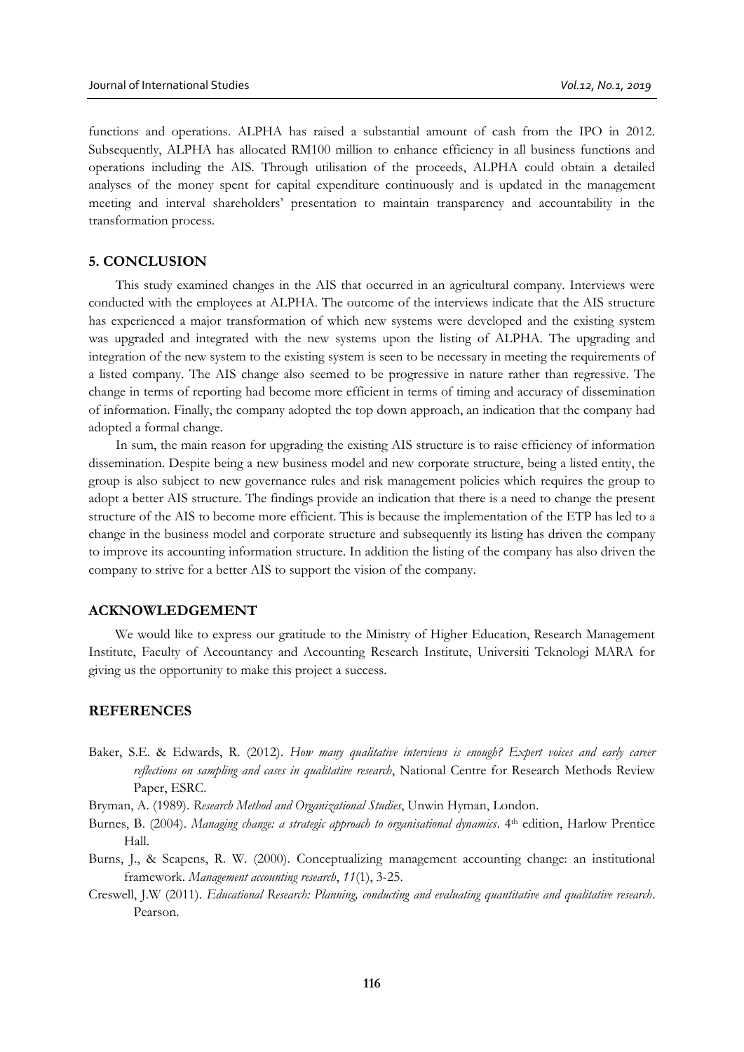functions and operations. ALPHA has raised a substantial amount of cash from the IPO in 2012. Subsequently, ALPHA has allocated RM100 million to enhance efficiency in all business functions and operations including the AIS. Through utilisation of the proceeds, ALPHA could obtain a detailed analyses of the money spent for capital expenditure continuously and is updated in the management meeting and interval shareholders' presentation to maintain transparency and accountability in the transformation process.

## 5. CONCLUSION

This study examined changes in the AIS that occurred in an agricultural company. Interviews were conducted with the employees at ALPHA. The outcome of the interviews indicate that the AIS structure has experienced a major transformation of which new systems were developed and the existing system was upgraded and integrated with the new systems upon the listing of ALPHA. The upgrading and integration of the new system to the existing system is seen to be necessary in meeting the requirements of a listed company. The AIS change also seemed to be progressive in nature rather than regressive. The change in terms of reporting had become more efficient in terms of timing and accuracy of dissemination of information. Finally, the company adopted the top down approach, an indication that the company had adopted a formal change.

In sum, the main reason for upgrading the existing AIS structure is to raise efficiency of information dissemination. Despite being a new business model and new corporate structure, being a listed entity, the group is also subject to new governance rules and risk management policies which requires the group to adopt a better AIS structure. The findings provide an indication that there is a need to change the present structure of the AIS to become more efficient. This is because the implementation of the ETP has led to a change in the business model and corporate structure and subsequently its listing has driven the company to improve its accounting information structure. In addition the listing of the company has also driven the company to strive for a better AIS to support the vision of the company.

## ACKNOWLEDGEMENT

We would like to express our gratitude to the Ministry of Higher Education, Research Management Institute, Faculty of Accountancy and Accounting Research Institute, Universiti Teknologi MARA for giving us the opportunity to make this project a success.

## REFERENCES

Baker, S.E. & Edwards, R. (2012). *How many qualitative interviews is enough? Expert voices and early career reflections on sampling and cases in qualitative research*, National Centre for Research Methods Review Paper, ESRC.

Bryman, A. (1989). *Research Method and Organizational Studies*, Unwin Hyman, London.

Burnes, B. (2004). *Managing change: a strategic approach to organisational dynamics*. 4th edition, Harlow Prentice Hall.

Burns, J., & Scapens, R. W. (2000). Conceptualizing management accounting change: an institutional framework. *Management accounting research*, *11*(1), 3-25.

Creswell, J.W (2011). *Educational Research: Planning, conducting and evaluating quantitative and qualitative research*. Pearson.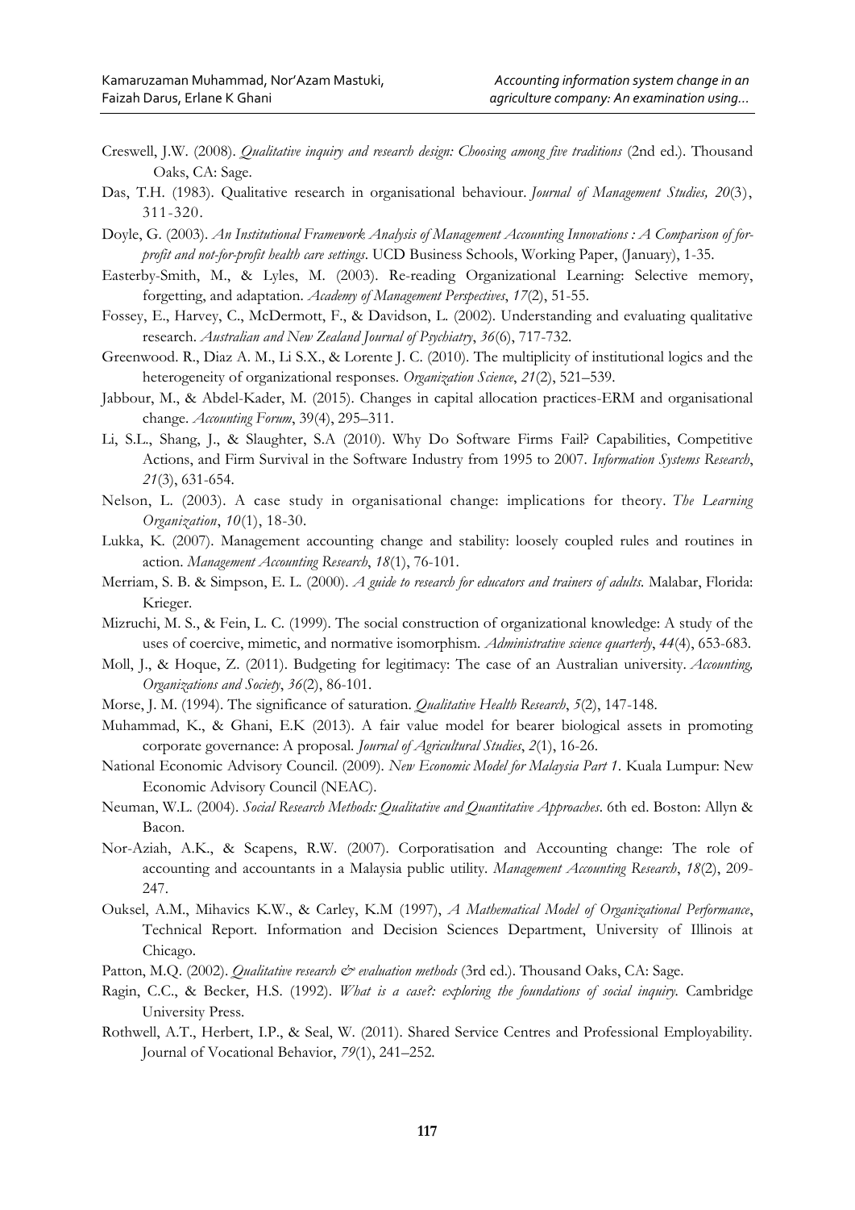Creswell, J.W. (2008). *Qualitative inquiry and research design: Choosing among five traditions* (2nd ed.). Thousand Oaks, CA: Sage.

Das, T.H. (1983). Qualitative research in organisational behaviour. *Journal of Management Studies, 20*(3), 311-320.

Doyle, G. (2003). *An Institutional Framework Analysis of Management Accounting Innovations : A Comparison of for-profit and not-for-profit health care settings*. UCD Business Schools, Working Paper, (January), 1-35.

Easterby-Smith, M., & Lyles, M. (2003). Re-reading Organizational Learning: Selective memory, forgetting, and adaptation. *Academy of Management Perspectives*, *17*(2), 51-55.

Fossey, E., Harvey, C., McDermott, F., & Davidson, L. (2002). Understanding and evaluating qualitative research. *Australian and New Zealand Journal of Psychiatry*, *36*(6), 717-732.

Greenwood. R., Diaz A. M., Li S.X., & Lorente J. C. (2010). The multiplicity of institutional logics and the heterogeneity of organizational responses. *Organization Science*, *21*(2), 521–539.

Jabbour, M., & Abdel-Kader, M. (2015). Changes in capital allocation practices-ERM and organisational change. *Accounting Forum*, 39(4), 295–311.

Li, S.L., Shang, J., & Slaughter, S.A (2010). Why Do Software Firms Fail? Capabilities, Competitive Actions, and Firm Survival in the Software Industry from 1995 to 2007. *Information Systems Research*, *21*(3), 631-654.

Nelson, L. (2003). A case study in organisational change: implications for theory. *The Learning Organization*, *10*(1), 18-30.

Lukka, K. (2007). Management accounting change and stability: loosely coupled rules and routines in action. *Management Accounting Research*, *18*(1), 76-101.

Merriam, S. B. & Simpson, E. L. (2000). *A guide to research for educators and trainers of adults.* Malabar, Florida: Krieger.

Mizruchi, M. S., & Fein, L. C. (1999). The social construction of organizational knowledge: A study of the uses of coercive, mimetic, and normative isomorphism. *Administrative science quarterly*, *44*(4), 653-683.

Moll, J., & Hoque, Z. (2011). Budgeting for legitimacy: The case of an Australian university. *Accounting, Organizations and Society*, *36*(2), 86-101.

Morse, J. M. (1994). The significance of saturation. *Qualitative Health Research*, *5*(2), 147-148.

Muhammad, K., & Ghani, E.K (2013). A fair value model for bearer biological assets in promoting corporate governance: A proposal. *Journal of Agricultural Studies*, *2*(1), 16-26.

National Economic Advisory Council. (2009). *New Economic Model for Malaysia Part 1*. Kuala Lumpur: New Economic Advisory Council (NEAC).

Neuman, W.L. (2004). *Social Research Methods: Qualitative and Quantitative Approaches*. 6th ed. Boston: Allyn & Bacon.

Nor-Aziah, A.K., & Scapens, R.W. (2007). Corporatisation and Accounting change: The role of accounting and accountants in a Malaysia public utility. *Management Accounting Research*, *18*(2), 209-247.

Ouksel, A.M., Mihavics K.W., & Carley, K.M (1997), *A Mathematical Model of Organizational Performance*, Technical Report. Information and Decision Sciences Department, University of Illinois at Chicago.

Patton, M.Q. (2002). *Qualitative research & evaluation methods* (3rd ed.). Thousand Oaks, CA: Sage.

Ragin, C.C., & Becker, H.S. (1992). *What is a case?: exploring the foundations of social inquiry.* Cambridge University Press.

Rothwell, A.T., Herbert, I.P., & Seal, W. (2011). Shared Service Centres and Professional Employability. Journal of Vocational Behavior, *79*(1), 241–252.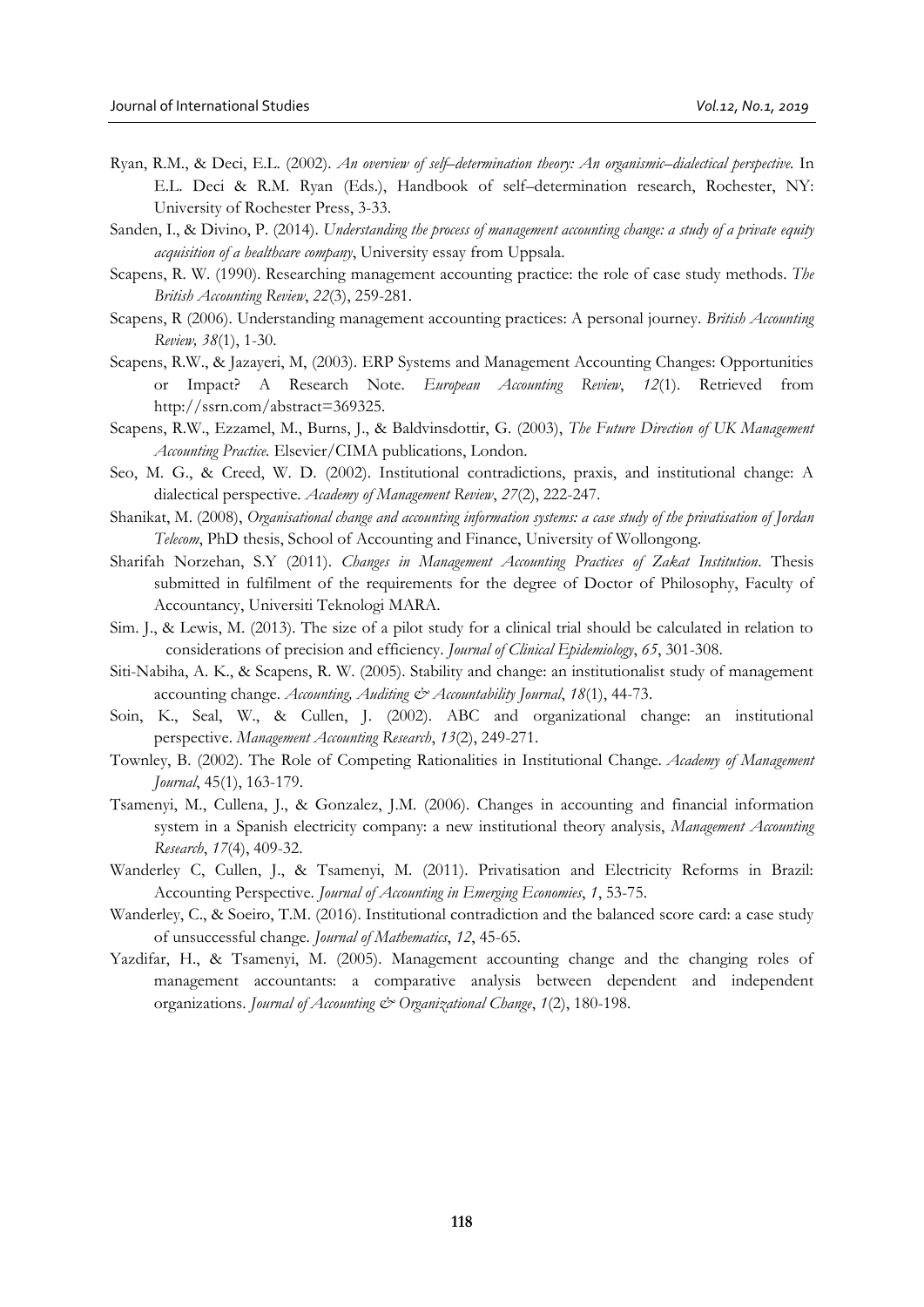Ryan, R.M., & Deci, E.L. (2002). *An overview of self–determination theory: An organismic–dialectical perspective*. In E.L. Deci & R.M. Ryan (Eds.), Handbook of self–determination research, Rochester, NY: University of Rochester Press, 3-33.

Sanden, I., & Divino, P. (2014). *Understanding the process of management accounting change: a study of a private equity acquisition of a healthcare company*, University essay from Uppsala.

Scapens, R. W. (1990). Researching management accounting practice: the role of case study methods. *The British Accounting Review*, *22*(3), 259-281.

Scapens, R (2006). Understanding management accounting practices: A personal journey. *British Accounting Review, 38*(1), 1-30.

Scapens, R.W., & Jazayeri, M, (2003). ERP Systems and Management Accounting Changes: Opportunities or Impact? A Research Note. *European Accounting Review*, *12*(1). Retrieved from http://ssrn.com/abstract=369325.

Scapens, R.W., Ezzamel, M., Burns, J., & Baldvinsdottir, G. (2003), *The Future Direction of UK Management Accounting Practice.* Elsevier/CIMA publications, London.

Seo, M. G., & Creed, W. D. (2002). Institutional contradictions, praxis, and institutional change: A dialectical perspective. *Academy of Management Review*, *27*(2), 222-247.

Shanikat, M. (2008), *Organisational change and accounting information systems: a case study of the privatisation of Jordan Telecom*, PhD thesis, School of Accounting and Finance, University of Wollongong.

Sharifah Norzehan, S.Y (2011). *Changes in Management Accounting Practices of Zakat Institution*. Thesis submitted in fulfilment of the requirements for the degree of Doctor of Philosophy, Faculty of Accountancy, Universiti Teknologi MARA.

Sim. J., & Lewis, M. (2013). The size of a pilot study for a clinical trial should be calculated in relation to considerations of precision and efficiency. *Journal of Clinical Epidemiology*, *65*, 301-308.

Siti-Nabiha, A. K., & Scapens, R. W. (2005). Stability and change: an institutionalist study of management accounting change. *Accounting, Auditing & Accountability Journal*, *18*(1), 44-73.

Soin, K., Seal, W., & Cullen, J. (2002). ABC and organizational change: an institutional perspective. *Management Accounting Research*, *13*(2), 249-271.

Townley, B. (2002). The Role of Competing Rationalities in Institutional Change. *Academy of Management Journal*, 45(1), 163-179.

Tsamenyi, M., Cullena, J., & Gonzalez, J.M. (2006). Changes in accounting and financial information system in a Spanish electricity company: a new institutional theory analysis, *Management Accounting Research*, *17*(4), 409-32.

Wanderley C, Cullen, J., & Tsamenyi, M. (2011). Privatisation and Electricity Reforms in Brazil: Accounting Perspective. *Journal of Accounting in Emerging Economies*, *1*, 53-75.

Wanderley, C., & Soeiro, T.M. (2016). Institutional contradiction and the balanced score card: a case study of unsuccessful change. *Journal of Mathematics*, *12*, 45-65.

Yazdifar, H., & Tsamenyi, M. (2005). Management accounting change and the changing roles of management accountants: a comparative analysis between dependent and independent organizations. *Journal of Accounting & Organizational Change*, *1*(2), 180-198.